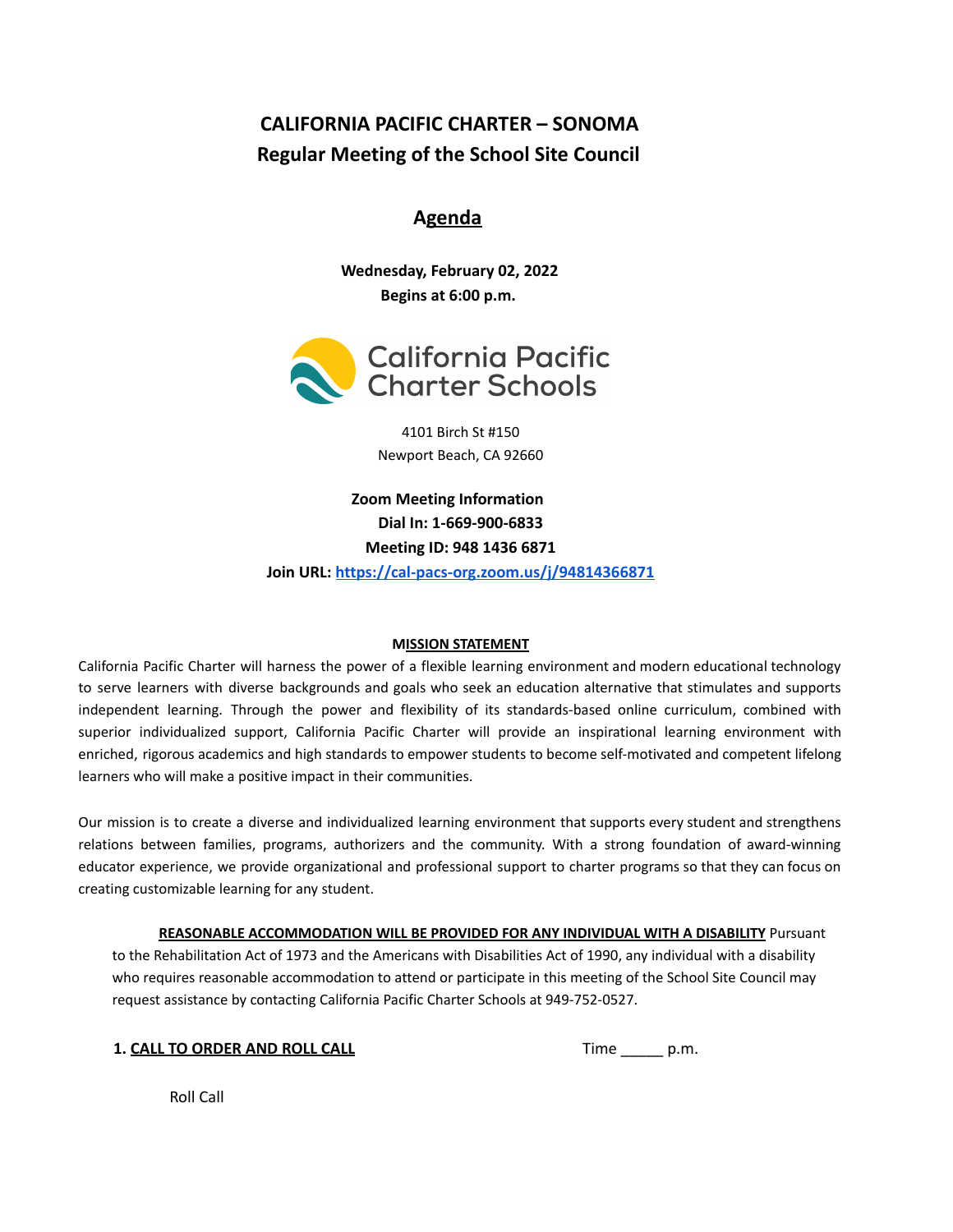# CALIFORNIA PACIFIC CHARTER – SONOMA
## Regular Meeting of the School Site Council

## Agenda

**Wednesday, February 02, 2022**
**Begins at 6:00 p.m.**

California Pacific Charter Schools

4101 Birch St #150
Newport Beach, CA 92660

**Zoom Meeting Information**
**Dial In: 1-669-900-6833**
**Meeting ID: 948 1436 6871**
**Join URL: https://cal-pacs-org.zoom.us/j/94814366871**

**MISSION STATEMENT**

California Pacific Charter will harness the power of a flexible learning environment and modern educational technology to serve learners with diverse backgrounds and goals who seek an education alternative that stimulates and supports independent learning. Through the power and flexibility of its standards-based online curriculum, combined with superior individualized support, California Pacific Charter will provide an inspirational learning environment with enriched, rigorous academics and high standards to empower students to become self-motivated and competent lifelong learners who will make a positive impact in their communities.

Our mission is to create a diverse and individualized learning environment that supports every student and strengthens relations between families, programs, authorizers and the community. With a strong foundation of award-winning educator experience, we provide organizational and professional support to charter programs so that they can focus on creating customizable learning for any student.

**REASONABLE ACCOMMODATION WILL BE PROVIDED FOR ANY INDIVIDUAL WITH A DISABILITY** Pursuant to the Rehabilitation Act of 1973 and the Americans with Disabilities Act of 1990, any individual with a disability who requires reasonable accommodation to attend or participate in this meeting of the School Site Council may request assistance by contacting California Pacific Charter Schools at 949-752-0527.

**1. CALL TO ORDER AND ROLL CALL** Time _____ p.m.

Roll Call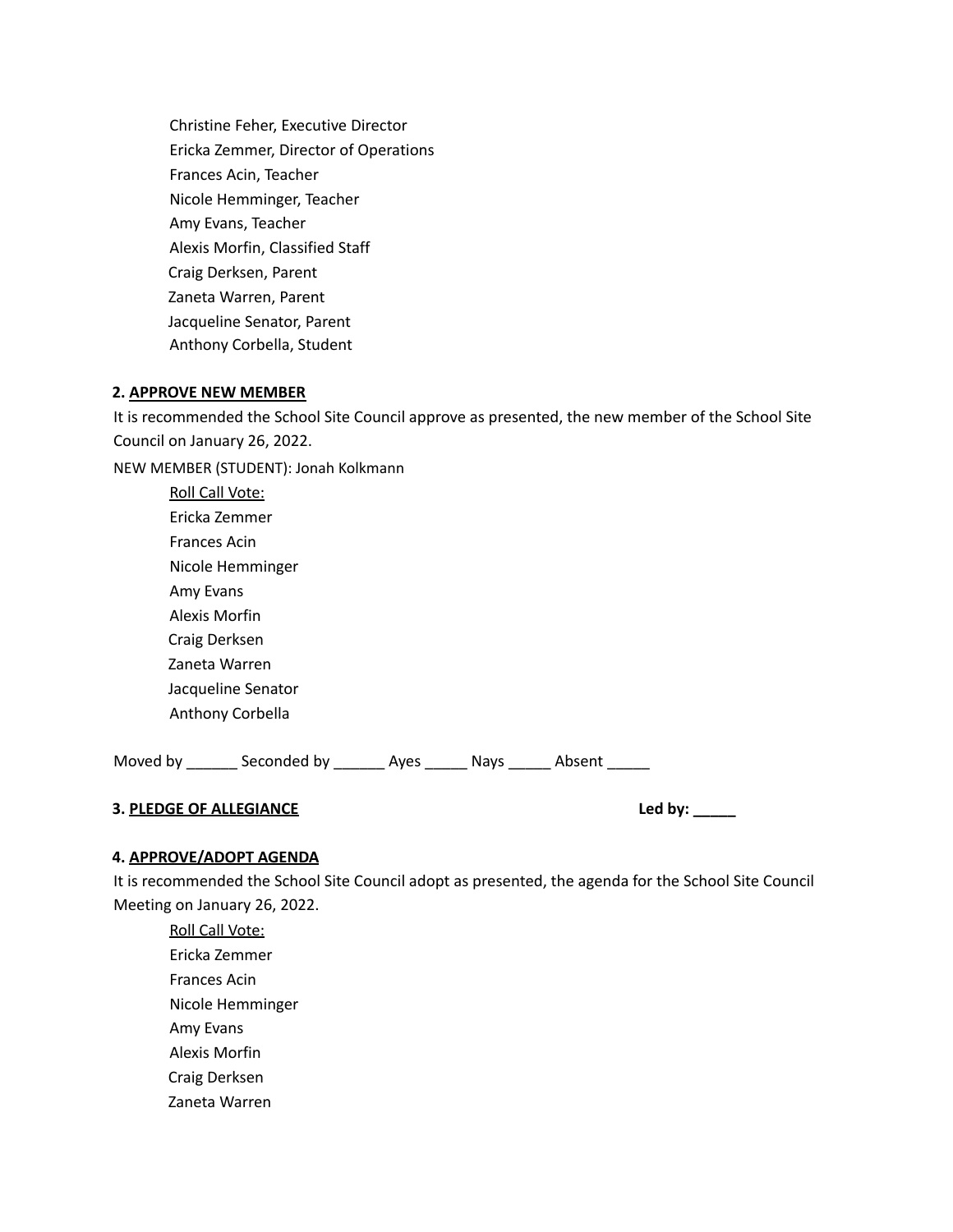Christine Feher, Executive Director
Ericka Zemmer, Director of Operations
Frances Acin, Teacher
Nicole Hemminger, Teacher
Amy Evans, Teacher
Alexis Morfin, Classified Staff
Craig Derksen, Parent
Zaneta Warren, Parent
Jacqueline Senator, Parent
Anthony Corbella, Student

**2. APPROVE NEW MEMBER**

It is recommended the School Site Council approve as presented, the new member of the School Site Council on January 26, 2022.

NEW MEMBER (STUDENT): Jonah Kolkmann

Roll Call Vote:
Ericka Zemmer
Frances Acin
Nicole Hemminger
Amy Evans
Alexis Morfin
Craig Derksen
Zaneta Warren
Jacqueline Senator
Anthony Corbella

Moved by ______ Seconded by ______ Ayes _____ Nays _____ Absent _____

**3. PLEDGE OF ALLEGIANCE** **Led by: _____**

**4. APPROVE/ADOPT AGENDA**

It is recommended the School Site Council adopt as presented, the agenda for the School Site Council Meeting on January 26, 2022.

Roll Call Vote:
Ericka Zemmer
Frances Acin
Nicole Hemminger
Amy Evans
Alexis Morfin
Craig Derksen
Zaneta Warren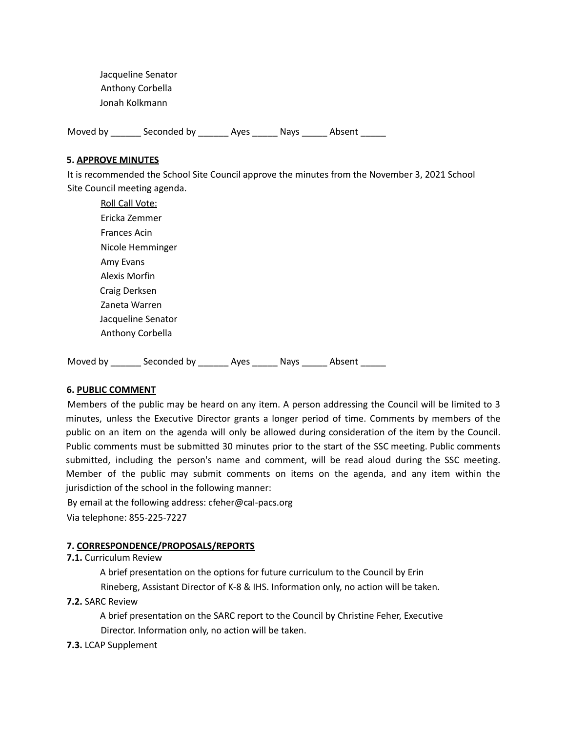Jacqueline Senator
Anthony Corbella
Jonah Kolkmann

Moved by ______ Seconded by ______ Ayes _____ Nays _____ Absent _____

**5. APPROVE MINUTES**

It is recommended the School Site Council approve the minutes from the November 3, 2021 School Site Council meeting agenda.

Roll Call Vote:
Ericka Zemmer
Frances Acin
Nicole Hemminger
Amy Evans
Alexis Morfin
Craig Derksen
Zaneta Warren
Jacqueline Senator
Anthony Corbella

Moved by ______ Seconded by ______ Ayes _____ Nays _____ Absent _____

**6. PUBLIC COMMENT**

Members of the public may be heard on any item. A person addressing the Council will be limited to 3 minutes, unless the Executive Director grants a longer period of time. Comments by members of the public on an item on the agenda will only be allowed during consideration of the item by the Council. Public comments must be submitted 30 minutes prior to the start of the SSC meeting. Public comments submitted, including the person's name and comment, will be read aloud during the SSC meeting. Member of the public may submit comments on items on the agenda, and any item within the jurisdiction of the school in the following manner:

By email at the following address: cfeher@cal-pacs.org

Via telephone: 855-225-7227

**7. CORRESPONDENCE/PROPOSALS/REPORTS**

**7.1.** Curriculum Review

A brief presentation on the options for future curriculum to the Council by Erin Rineberg, Assistant Director of K-8 & IHS. Information only, no action will be taken.

**7.2.** SARC Review

A brief presentation on the SARC report to the Council by Christine Feher, Executive Director. Information only, no action will be taken.

**7.3.** LCAP Supplement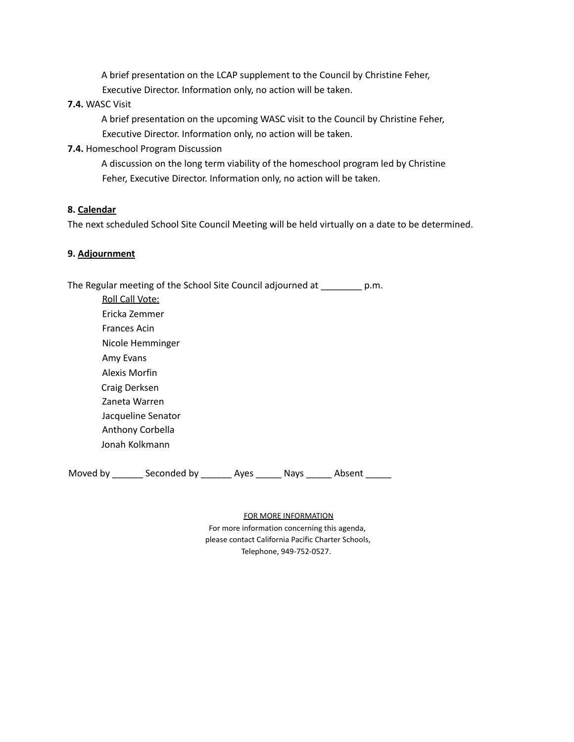A brief presentation on the LCAP supplement to the Council by Christine Feher, Executive Director. Information only, no action will be taken.

**7.4.** WASC Visit

A brief presentation on the upcoming WASC visit to the Council by Christine Feher, Executive Director. Information only, no action will be taken.

**7.4.** Homeschool Program Discussion

A discussion on the long term viability of the homeschool program led by Christine Feher, Executive Director. Information only, no action will be taken.

**8. <u>Calendar</u>**

The next scheduled School Site Council Meeting will be held virtually on a date to be determined.

**9. <u>Adjournment</u>**

The Regular meeting of the School Site Council adjourned at ________ p.m.

<u>Roll Call Vote:</u>

Ericka Zemmer
Frances Acin
Nicole Hemminger
Amy Evans
Alexis Morfin
Craig Derksen
Zaneta Warren
Jacqueline Senator
Anthony Corbella
Jonah Kolkmann

Moved by ______ Seconded by ______ Ayes _____ Nays _____ Absent _____

<u>FOR MORE INFORMATION</u>

For more information concerning this agenda,
please contact California Pacific Charter Schools,
Telephone, 949-752-0527.